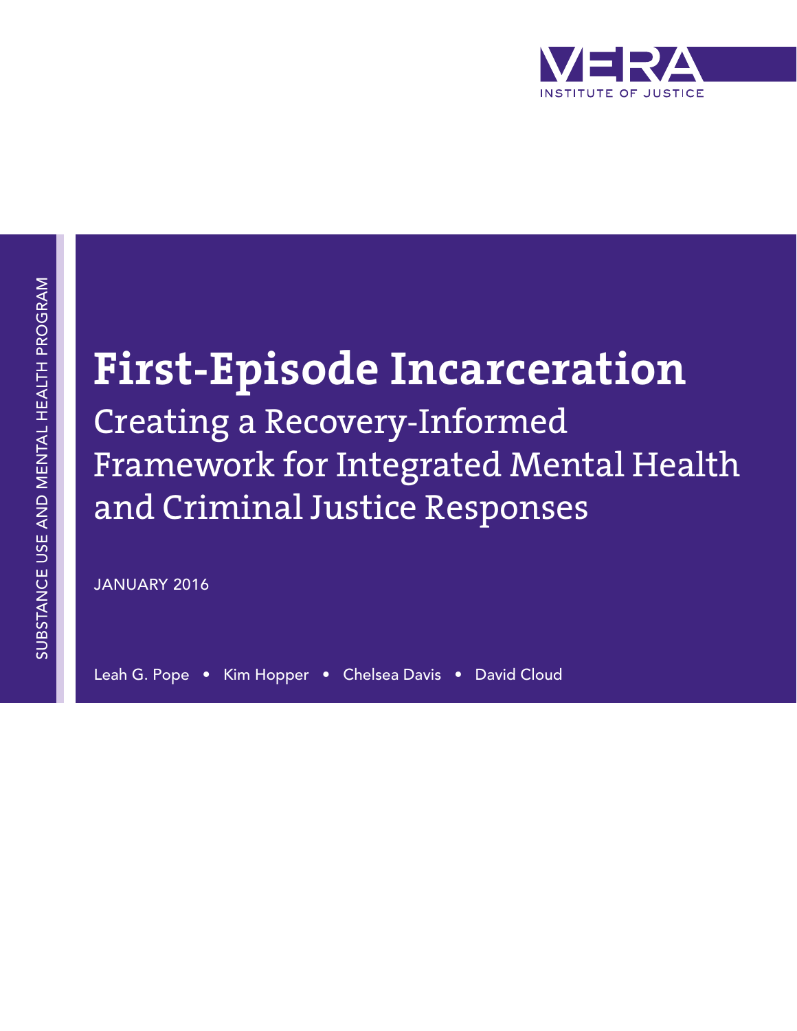VERA INSTITUTE OF JUSTICE

SUBSTANCE USE AND MENTAL HEALTH PROGRAM

# First-Episode Incarceration

## Creating a Recovery-Informed Framework for Integrated Mental Health and Criminal Justice Responses

JANUARY 2016

Leah G. Pope • Kim Hopper • Chelsea Davis • David Cloud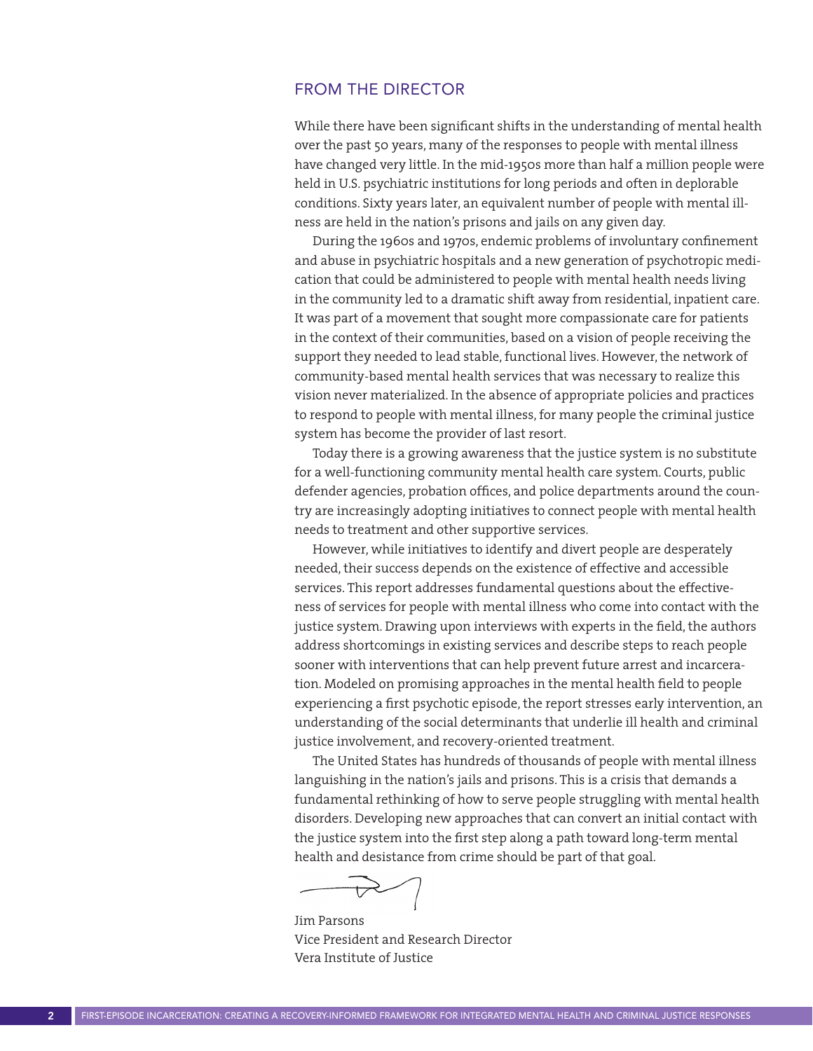## FROM THE DIRECTOR

While there have been significant shifts in the understanding of mental health over the past 50 years, many of the responses to people with mental illness have changed very little. In the mid-1950s more than half a million people were held in U.S. psychiatric institutions for long periods and often in deplorable conditions. Sixty years later, an equivalent number of people with mental illness are held in the nation's prisons and jails on any given day.

During the 1960s and 1970s, endemic problems of involuntary confinement and abuse in psychiatric hospitals and a new generation of psychotropic medication that could be administered to people with mental health needs living in the community led to a dramatic shift away from residential, inpatient care. It was part of a movement that sought more compassionate care for patients in the context of their communities, based on a vision of people receiving the support they needed to lead stable, functional lives. However, the network of community-based mental health services that was necessary to realize this vision never materialized. In the absence of appropriate policies and practices to respond to people with mental illness, for many people the criminal justice system has become the provider of last resort.

Today there is a growing awareness that the justice system is no substitute for a well-functioning community mental health care system. Courts, public defender agencies, probation offices, and police departments around the country are increasingly adopting initiatives to connect people with mental health needs to treatment and other supportive services.

However, while initiatives to identify and divert people are desperately needed, their success depends on the existence of effective and accessible services. This report addresses fundamental questions about the effectiveness of services for people with mental illness who come into contact with the justice system. Drawing upon interviews with experts in the field, the authors address shortcomings in existing services and describe steps to reach people sooner with interventions that can help prevent future arrest and incarceration. Modeled on promising approaches in the mental health field to people experiencing a first psychotic episode, the report stresses early intervention, an understanding of the social determinants that underlie ill health and criminal justice involvement, and recovery-oriented treatment.

The United States has hundreds of thousands of people with mental illness languishing in the nation's jails and prisons. This is a crisis that demands a fundamental rethinking of how to serve people struggling with mental health disorders. Developing new approaches that can convert an initial contact with the justice system into the first step along a path toward long-term mental health and desistance from crime should be part of that goal.

Jim Parsons
Vice President and Research Director
Vera Institute of Justice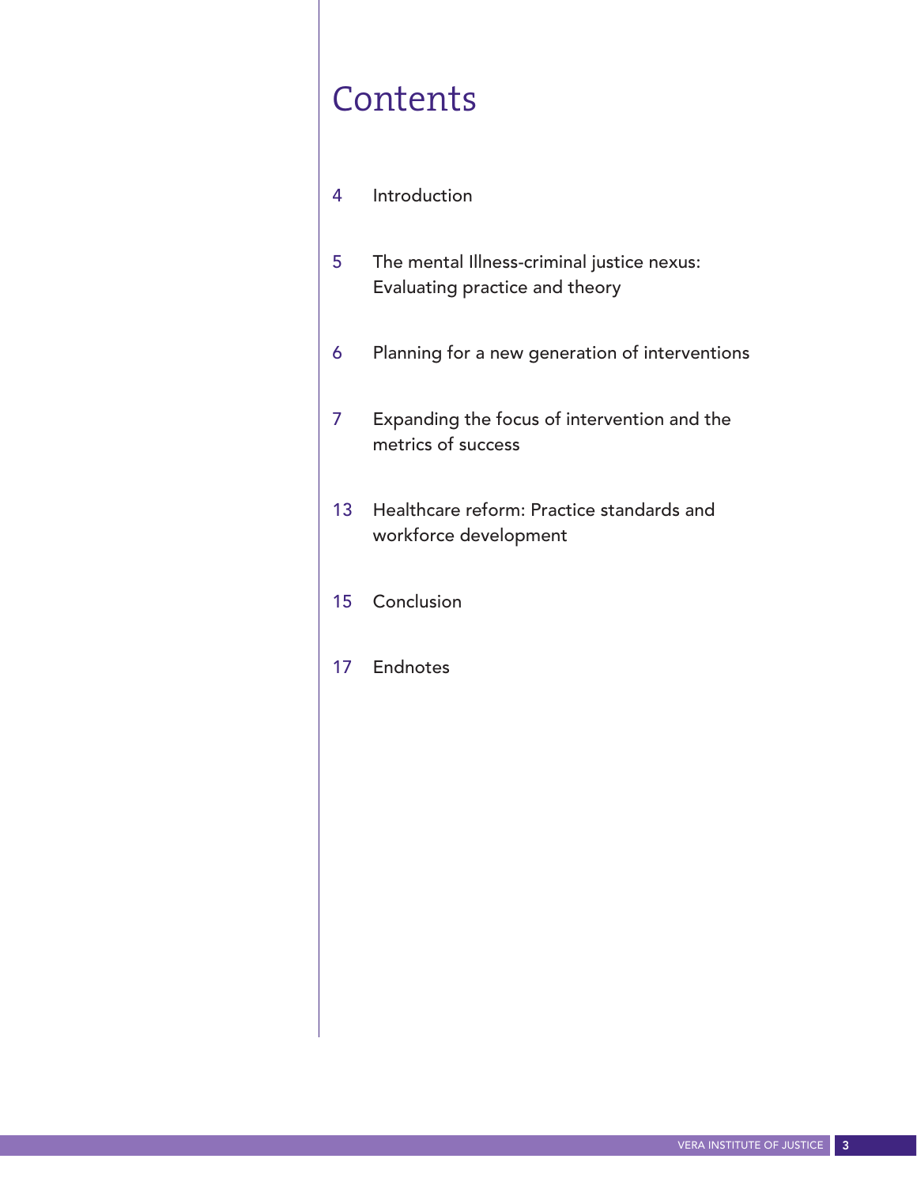# Contents

4 Introduction

5 The mental Illness-criminal justice nexus: Evaluating practice and theory

6 Planning for a new generation of interventions

7 Expanding the focus of intervention and the metrics of success

13 Healthcare reform: Practice standards and workforce development

15 Conclusion

17 Endnotes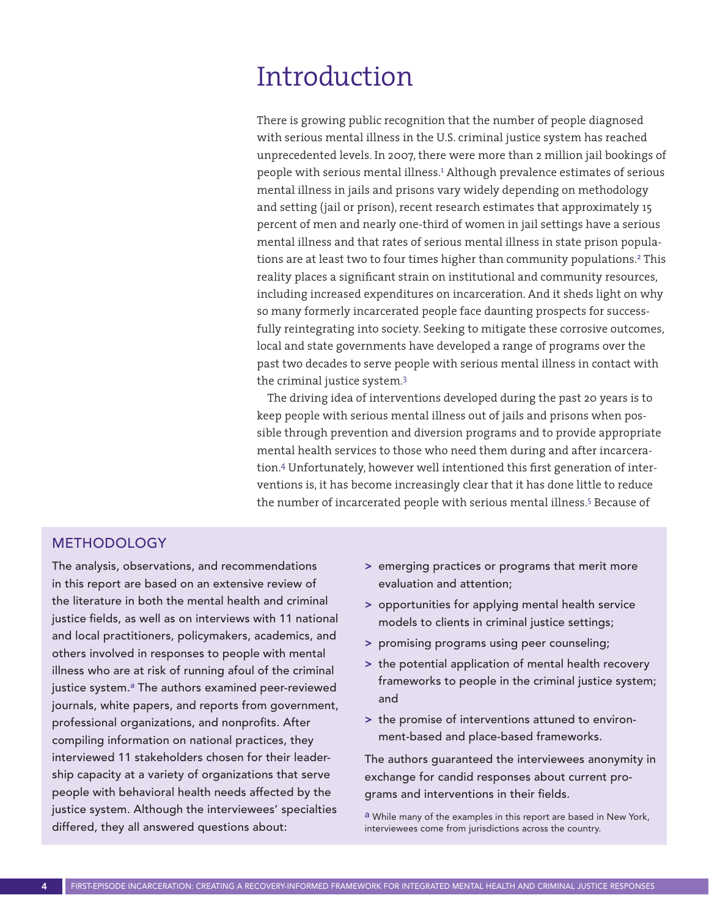# Introduction

There is growing public recognition that the number of people diagnosed with serious mental illness in the U.S. criminal justice system has reached unprecedented levels. In 2007, there were more than 2 million jail bookings of people with serious mental illness.[1] Although prevalence estimates of serious mental illness in jails and prisons vary widely depending on methodology and setting (jail or prison), recent research estimates that approximately 15 percent of men and nearly one-third of women in jail settings have a serious mental illness and that rates of serious mental illness in state prison populations are at least two to four times higher than community populations.[2] This reality places a significant strain on institutional and community resources, including increased expenditures on incarceration. And it sheds light on why so many formerly incarcerated people face daunting prospects for successfully reintegrating into society. Seeking to mitigate these corrosive outcomes, local and state governments have developed a range of programs over the past two decades to serve people with serious mental illness in contact with the criminal justice system.[3]

The driving idea of interventions developed during the past 20 years is to keep people with serious mental illness out of jails and prisons when possible through prevention and diversion programs and to provide appropriate mental health services to those who need them during and after incarceration.[4] Unfortunately, however well intentioned this first generation of interventions is, it has become increasingly clear that it has done little to reduce the number of incarcerated people with serious mental illness.[5] Because of

## METHODOLOGY

The analysis, observations, and recommendations in this report are based on an extensive review of the literature in both the mental health and criminal justice fields, as well as on interviews with 11 national and local practitioners, policymakers, academics, and others involved in responses to people with mental illness who are at risk of running afoul of the criminal justice system.[a] The authors examined peer-reviewed journals, white papers, and reports from government, professional organizations, and nonprofits. After compiling information on national practices, they interviewed 11 stakeholders chosen for their leadership capacity at a variety of organizations that serve people with behavioral health needs affected by the justice system. Although the interviewees' specialties differed, they all answered questions about:

- emerging practices or programs that merit more evaluation and attention;
- opportunities for applying mental health service models to clients in criminal justice settings;
- promising programs using peer counseling;
- the potential application of mental health recovery frameworks to people in the criminal justice system; and
- the promise of interventions attuned to environment-based and place-based frameworks.

The authors guaranteed the interviewees anonymity in exchange for candid responses about current programs and interventions in their fields.

[a] While many of the examples in this report are based in New York, interviewees come from jurisdictions across the country.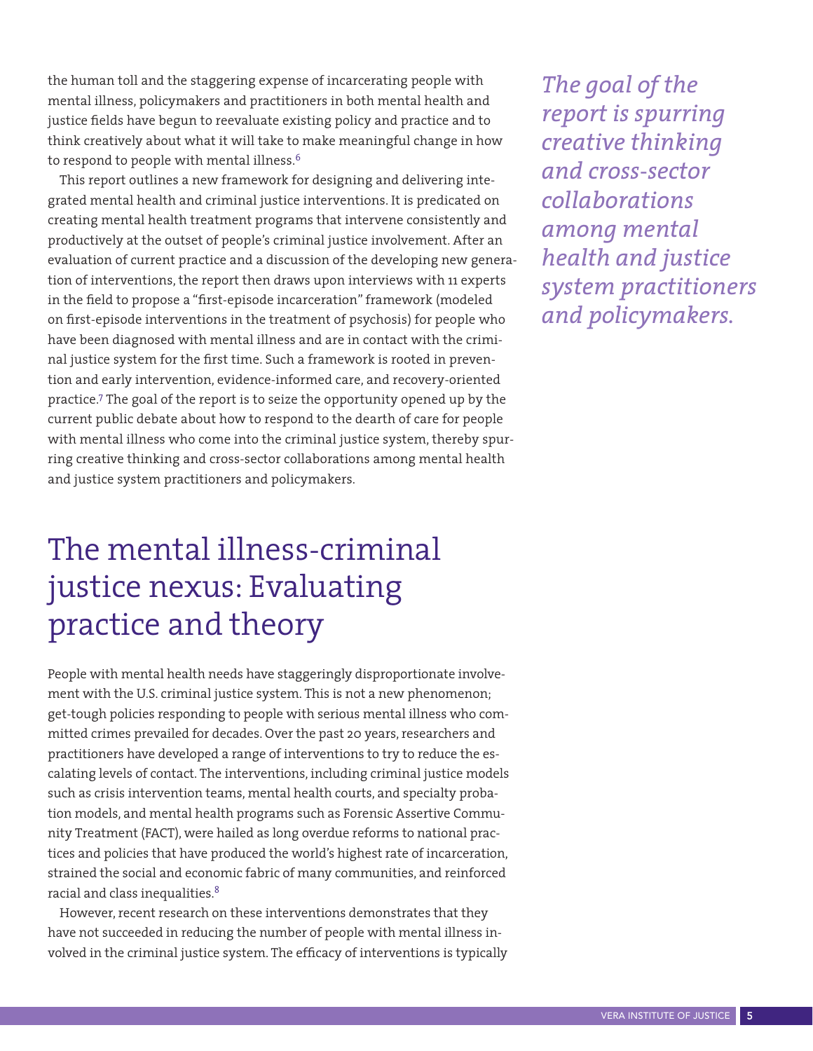the human toll and the staggering expense of incarcerating people with mental illness, policymakers and practitioners in both mental health and justice fields have begun to reevaluate existing policy and practice and to think creatively about what it will take to make meaningful change in how to respond to people with mental illness.[6]

This report outlines a new framework for designing and delivering integrated mental health and criminal justice interventions. It is predicated on creating mental health treatment programs that intervene consistently and productively at the outset of people's criminal justice involvement. After an evaluation of current practice and a discussion of the developing new generation of interventions, the report then draws upon interviews with 11 experts in the field to propose a "first-episode incarceration" framework (modeled on first-episode interventions in the treatment of psychosis) for people who have been diagnosed with mental illness and are in contact with the criminal justice system for the first time. Such a framework is rooted in prevention and early intervention, evidence-informed care, and recovery-oriented practice.[7] The goal of the report is to seize the opportunity opened up by the current public debate about how to respond to the dearth of care for people with mental illness who come into the criminal justice system, thereby spurring creative thinking and cross-sector collaborations among mental health and justice system practitioners and policymakers.

*The goal of the report is spurring creative thinking and cross-sector collaborations among mental health and justice system practitioners and policymakers.*

# The mental illness-criminal justice nexus: Evaluating practice and theory

People with mental health needs have staggeringly disproportionate involvement with the U.S. criminal justice system. This is not a new phenomenon; get-tough policies responding to people with serious mental illness who committed crimes prevailed for decades. Over the past 20 years, researchers and practitioners have developed a range of interventions to try to reduce the escalating levels of contact. The interventions, including criminal justice models such as crisis intervention teams, mental health courts, and specialty probation models, and mental health programs such as Forensic Assertive Community Treatment (FACT), were hailed as long overdue reforms to national practices and policies that have produced the world's highest rate of incarceration, strained the social and economic fabric of many communities, and reinforced racial and class inequalities.[8]

However, recent research on these interventions demonstrates that they have not succeeded in reducing the number of people with mental illness involved in the criminal justice system. The efficacy of interventions is typically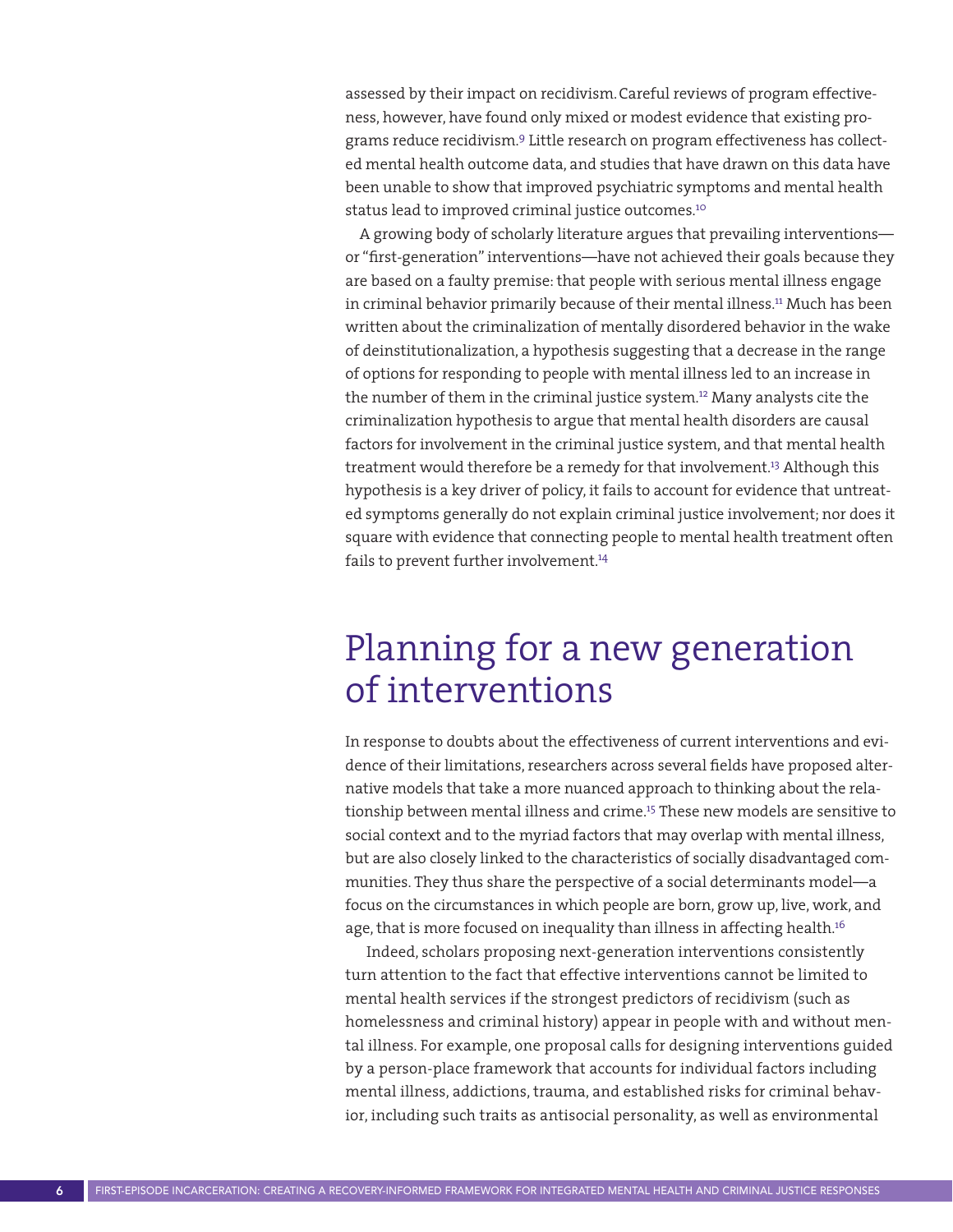assessed by their impact on recidivism. Careful reviews of program effectiveness, however, have found only mixed or modest evidence that existing programs reduce recidivism.[9] Little research on program effectiveness has collected mental health outcome data, and studies that have drawn on this data have been unable to show that improved psychiatric symptoms and mental health status lead to improved criminal justice outcomes.[10]

A growing body of scholarly literature argues that prevailing interventions—or "first-generation" interventions—have not achieved their goals because they are based on a faulty premise: that people with serious mental illness engage in criminal behavior primarily because of their mental illness.[11] Much has been written about the criminalization of mentally disordered behavior in the wake of deinstitutionalization, a hypothesis suggesting that a decrease in the range of options for responding to people with mental illness led to an increase in the number of them in the criminal justice system.[12] Many analysts cite the criminalization hypothesis to argue that mental health disorders are causal factors for involvement in the criminal justice system, and that mental health treatment would therefore be a remedy for that involvement.[13] Although this hypothesis is a key driver of policy, it fails to account for evidence that untreated symptoms generally do not explain criminal justice involvement; nor does it square with evidence that connecting people to mental health treatment often fails to prevent further involvement.[14]

## Planning for a new generation of interventions

In response to doubts about the effectiveness of current interventions and evidence of their limitations, researchers across several fields have proposed alternative models that take a more nuanced approach to thinking about the relationship between mental illness and crime.[15] These new models are sensitive to social context and to the myriad factors that may overlap with mental illness, but are also closely linked to the characteristics of socially disadvantaged communities. They thus share the perspective of a social determinants model—a focus on the circumstances in which people are born, grow up, live, work, and age, that is more focused on inequality than illness in affecting health.[16]

Indeed, scholars proposing next-generation interventions consistently turn attention to the fact that effective interventions cannot be limited to mental health services if the strongest predictors of recidivism (such as homelessness and criminal history) appear in people with and without mental illness. For example, one proposal calls for designing interventions guided by a person-place framework that accounts for individual factors including mental illness, addictions, trauma, and established risks for criminal behavior, including such traits as antisocial personality, as well as environmental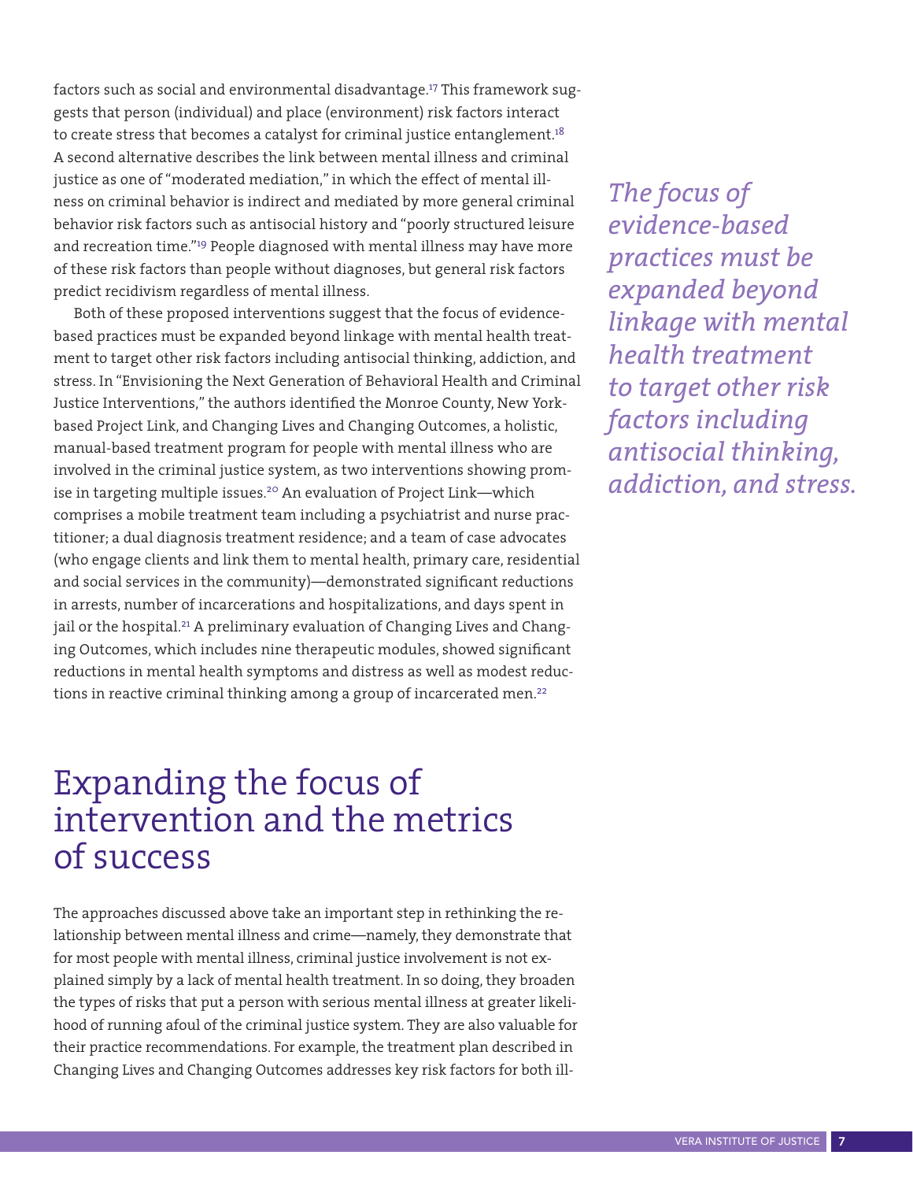factors such as social and environmental disadvantage.[17] This framework suggests that person (individual) and place (environment) risk factors interact to create stress that becomes a catalyst for criminal justice entanglement.[18] A second alternative describes the link between mental illness and criminal justice as one of "moderated mediation," in which the effect of mental illness on criminal behavior is indirect and mediated by more general criminal behavior risk factors such as antisocial history and "poorly structured leisure and recreation time."[19] People diagnosed with mental illness may have more of these risk factors than people without diagnoses, but general risk factors predict recidivism regardless of mental illness.

Both of these proposed interventions suggest that the focus of evidence-based practices must be expanded beyond linkage with mental health treatment to target other risk factors including antisocial thinking, addiction, and stress. In "Envisioning the Next Generation of Behavioral Health and Criminal Justice Interventions," the authors identified the Monroe County, New York-based Project Link, and Changing Lives and Changing Outcomes, a holistic, manual-based treatment program for people with mental illness who are involved in the criminal justice system, as two interventions showing promise in targeting multiple issues.[20] An evaluation of Project Link—which comprises a mobile treatment team including a psychiatrist and nurse practitioner; a dual diagnosis treatment residence; and a team of case advocates (who engage clients and link them to mental health, primary care, residential and social services in the community)—demonstrated significant reductions in arrests, number of incarcerations and hospitalizations, and days spent in jail or the hospital.[21] A preliminary evaluation of Changing Lives and Changing Outcomes, which includes nine therapeutic modules, showed significant reductions in mental health symptoms and distress as well as modest reductions in reactive criminal thinking among a group of incarcerated men.[22]

*The focus of evidence-based practices must be expanded beyond linkage with mental health treatment to target other risk factors including antisocial thinking, addiction, and stress.*

# Expanding the focus of intervention and the metrics of success

The approaches discussed above take an important step in rethinking the relationship between mental illness and crime—namely, they demonstrate that for most people with mental illness, criminal justice involvement is not explained simply by a lack of mental health treatment. In so doing, they broaden the types of risks that put a person with serious mental illness at greater likelihood of running afoul of the criminal justice system. They are also valuable for their practice recommendations. For example, the treatment plan described in Changing Lives and Changing Outcomes addresses key risk factors for both ill-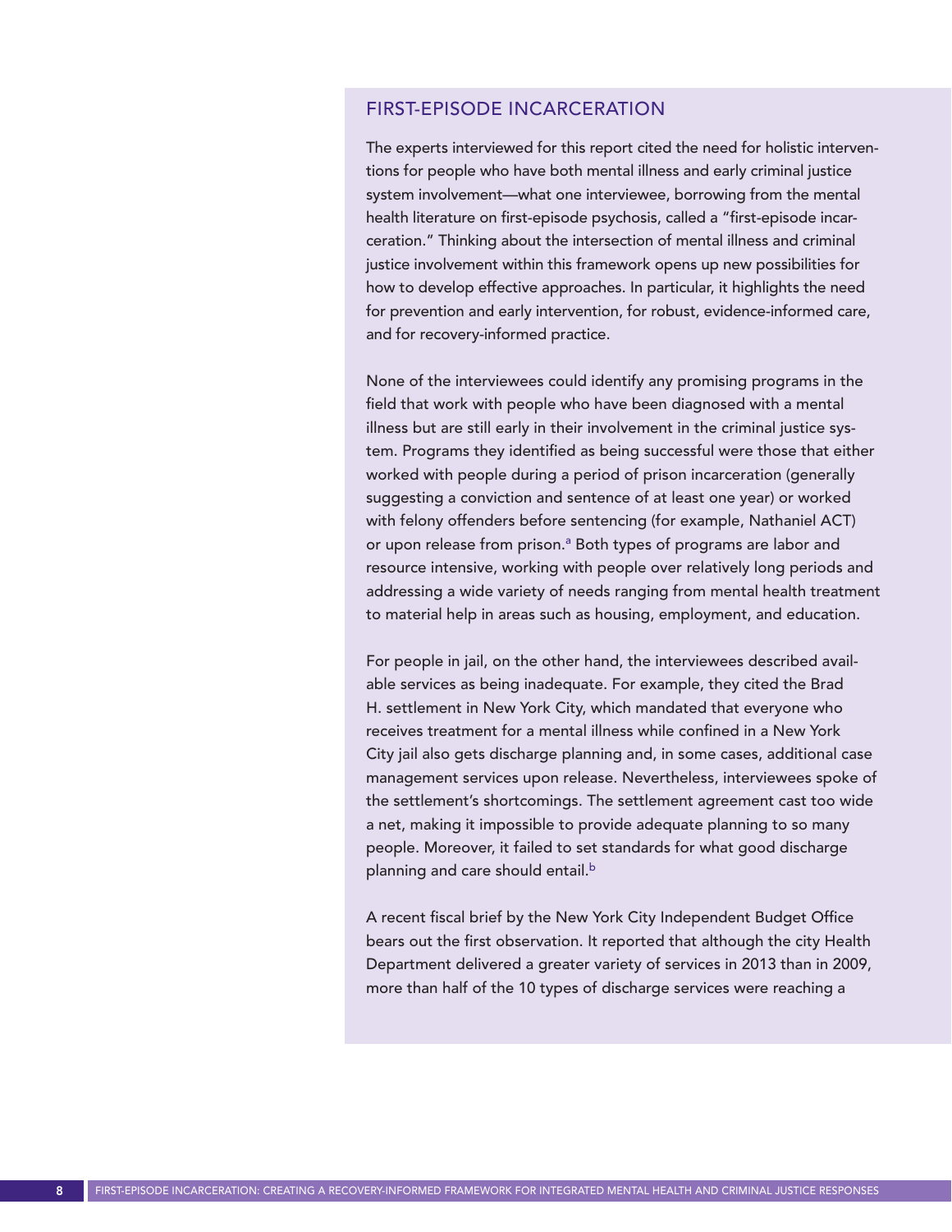## FIRST-EPISODE INCARCERATION

The experts interviewed for this report cited the need for holistic interventions for people who have both mental illness and early criminal justice system involvement—what one interviewee, borrowing from the mental health literature on first-episode psychosis, called a "first-episode incarceration." Thinking about the intersection of mental illness and criminal justice involvement within this framework opens up new possibilities for how to develop effective approaches. In particular, it highlights the need for prevention and early intervention, for robust, evidence-informed care, and for recovery-informed practice.

None of the interviewees could identify any promising programs in the field that work with people who have been diagnosed with a mental illness but are still early in their involvement in the criminal justice system. Programs they identified as being successful were those that either worked with people during a period of prison incarceration (generally suggesting a conviction and sentence of at least one year) or worked with felony offenders before sentencing (for example, Nathaniel ACT) or upon release from prison.[a] Both types of programs are labor and resource intensive, working with people over relatively long periods and addressing a wide variety of needs ranging from mental health treatment to material help in areas such as housing, employment, and education.

For people in jail, on the other hand, the interviewees described available services as being inadequate. For example, they cited the Brad H. settlement in New York City, which mandated that everyone who receives treatment for a mental illness while confined in a New York City jail also gets discharge planning and, in some cases, additional case management services upon release. Nevertheless, interviewees spoke of the settlement's shortcomings. The settlement agreement cast too wide a net, making it impossible to provide adequate planning to so many people. Moreover, it failed to set standards for what good discharge planning and care should entail.[b]

A recent fiscal brief by the New York City Independent Budget Office bears out the first observation. It reported that although the city Health Department delivered a greater variety of services in 2013 than in 2009, more than half of the 10 types of discharge services were reaching a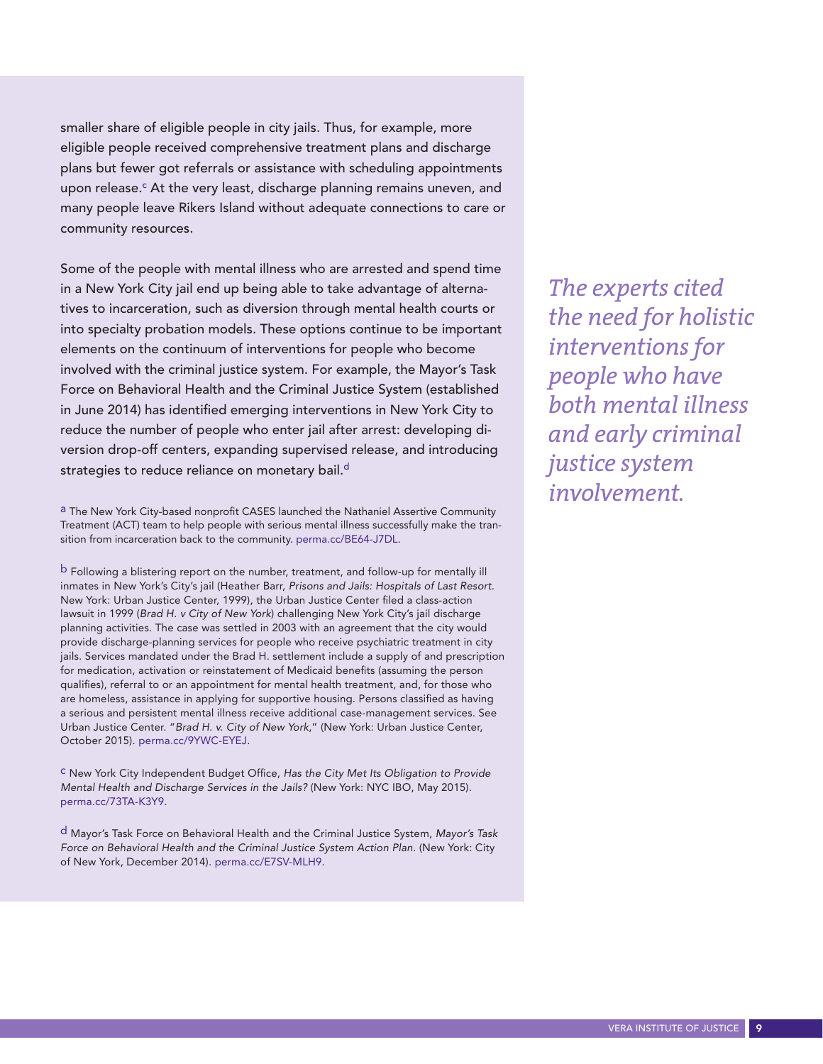smaller share of eligible people in city jails. Thus, for example, more eligible people received comprehensive treatment plans and discharge plans but fewer got referrals or assistance with scheduling appointments upon release.[c] At the very least, discharge planning remains uneven, and many people leave Rikers Island without adequate connections to care or community resources.

Some of the people with mental illness who are arrested and spend time in a New York City jail end up being able to take advantage of alternatives to incarceration, such as diversion through mental health courts or into specialty probation models. These options continue to be important elements on the continuum of interventions for people who become involved with the criminal justice system. For example, the Mayor's Task Force on Behavioral Health and the Criminal Justice System (established in June 2014) has identified emerging interventions in New York City to reduce the number of people who enter jail after arrest: developing diversion drop-off centers, expanding supervised release, and introducing strategies to reduce reliance on monetary bail.[d]

*The experts cited the need for holistic interventions for people who have both mental illness and early criminal justice system involvement.*

[a] The New York City-based nonprofit CASES launched the Nathaniel Assertive Community Treatment (ACT) team to help people with serious mental illness successfully make the transition from incarceration back to the community. perma.cc/BE64-J7DL.

[b] Following a blistering report on the number, treatment, and follow-up for mentally ill inmates in New York's City's jail (Heather Barr, *Prisons and Jails: Hospitals of Last Resort*. New York: Urban Justice Center, 1999), the Urban Justice Center filed a class-action lawsuit in 1999 (*Brad H. v City of New York*) challenging New York City's jail discharge planning activities. The case was settled in 2003 with an agreement that the city would provide discharge-planning services for people who receive psychiatric treatment in city jails. Services mandated under the Brad H. settlement include a supply of and prescription for medication, activation or reinstatement of Medicaid benefits (assuming the person qualifies), referral to or an appointment for mental health treatment, and, for those who are homeless, assistance in applying for supportive housing. Persons classified as having a serious and persistent mental illness receive additional case-management services. See Urban Justice Center. "*Brad H. v. City of New York*," (New York: Urban Justice Center, October 2015). perma.cc/9YWC-EYEJ.

[c] New York City Independent Budget Office, *Has the City Met Its Obligation to Provide Mental Health and Discharge Services in the Jails?* (New York: NYC IBO, May 2015). perma.cc/73TA-K3Y9.

[d] Mayor's Task Force on Behavioral Health and the Criminal Justice System, *Mayor's Task Force on Behavioral Health and the Criminal Justice System Action Plan*. (New York: City of New York, December 2014). perma.cc/E7SV-MLH9.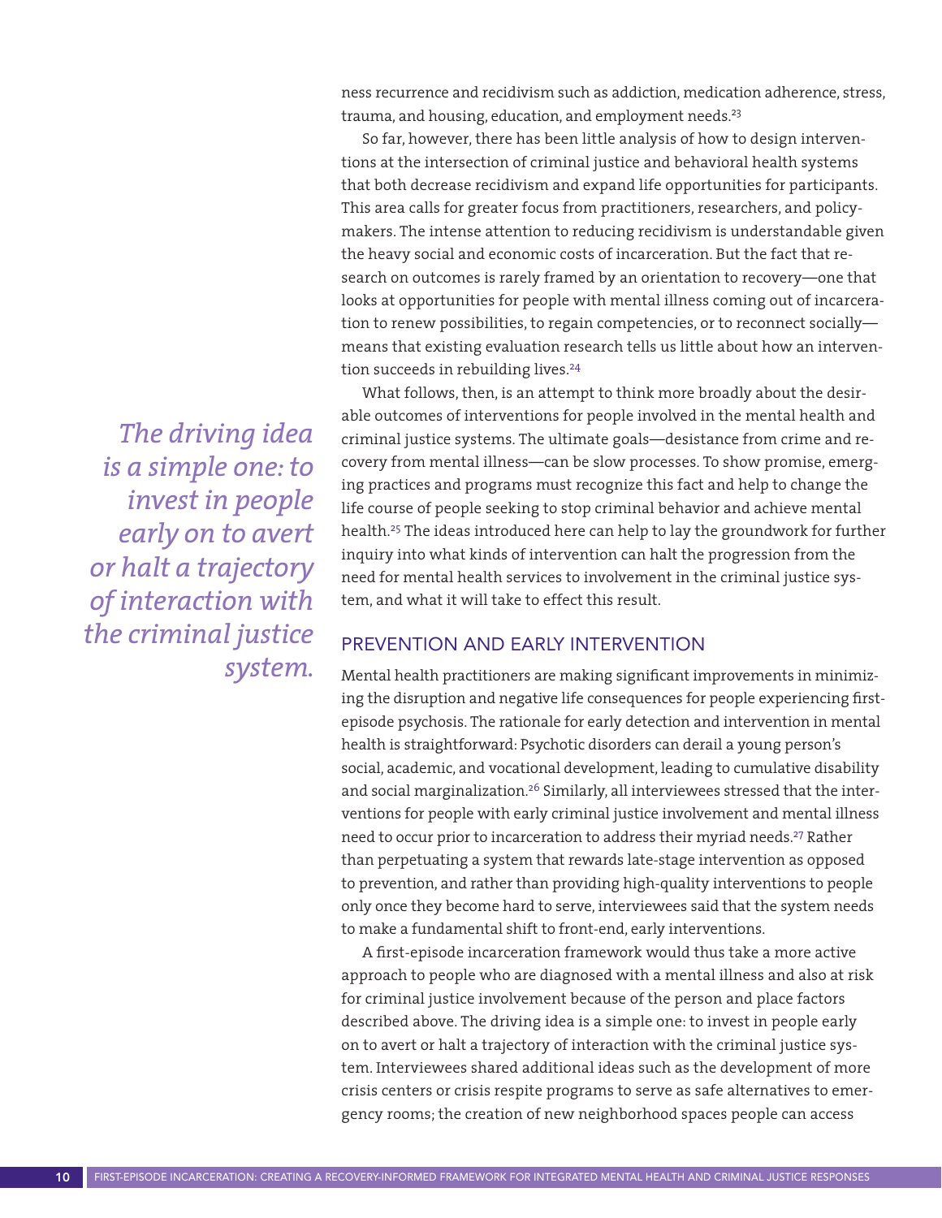ness recurrence and recidivism such as addiction, medication adherence, stress, trauma, and housing, education, and employment needs.[23]

So far, however, there has been little analysis of how to design interventions at the intersection of criminal justice and behavioral health systems that both decrease recidivism and expand life opportunities for participants. This area calls for greater focus from practitioners, researchers, and policymakers. The intense attention to reducing recidivism is understandable given the heavy social and economic costs of incarceration. But the fact that research on outcomes is rarely framed by an orientation to recovery—one that looks at opportunities for people with mental illness coming out of incarceration to renew possibilities, to regain competencies, or to reconnect socially—means that existing evaluation research tells us little about how an intervention succeeds in rebuilding lives.[24]

What follows, then, is an attempt to think more broadly about the desirable outcomes of interventions for people involved in the mental health and criminal justice systems. The ultimate goals—desistance from crime and recovery from mental illness—can be slow processes. To show promise, emerging practices and programs must recognize this fact and help to change the life course of people seeking to stop criminal behavior and achieve mental health.[25] The ideas introduced here can help to lay the groundwork for further inquiry into what kinds of intervention can halt the progression from the need for mental health services to involvement in the criminal justice system, and what it will take to effect this result.

*The driving idea is a simple one: to invest in people early on to avert or halt a trajectory of interaction with the criminal justice system.*

## PREVENTION AND EARLY INTERVENTION

Mental health practitioners are making significant improvements in minimizing the disruption and negative life consequences for people experiencing first-episode psychosis. The rationale for early detection and intervention in mental health is straightforward: Psychotic disorders can derail a young person's social, academic, and vocational development, leading to cumulative disability and social marginalization.[26] Similarly, all interviewees stressed that the interventions for people with early criminal justice involvement and mental illness need to occur prior to incarceration to address their myriad needs.[27] Rather than perpetuating a system that rewards late-stage intervention as opposed to prevention, and rather than providing high-quality interventions to people only once they become hard to serve, interviewees said that the system needs to make a fundamental shift to front-end, early interventions.

A first-episode incarceration framework would thus take a more active approach to people who are diagnosed with a mental illness and also at risk for criminal justice involvement because of the person and place factors described above. The driving idea is a simple one: to invest in people early on to avert or halt a trajectory of interaction with the criminal justice system. Interviewees shared additional ideas such as the development of more crisis centers or crisis respite programs to serve as safe alternatives to emergency rooms; the creation of new neighborhood spaces people can access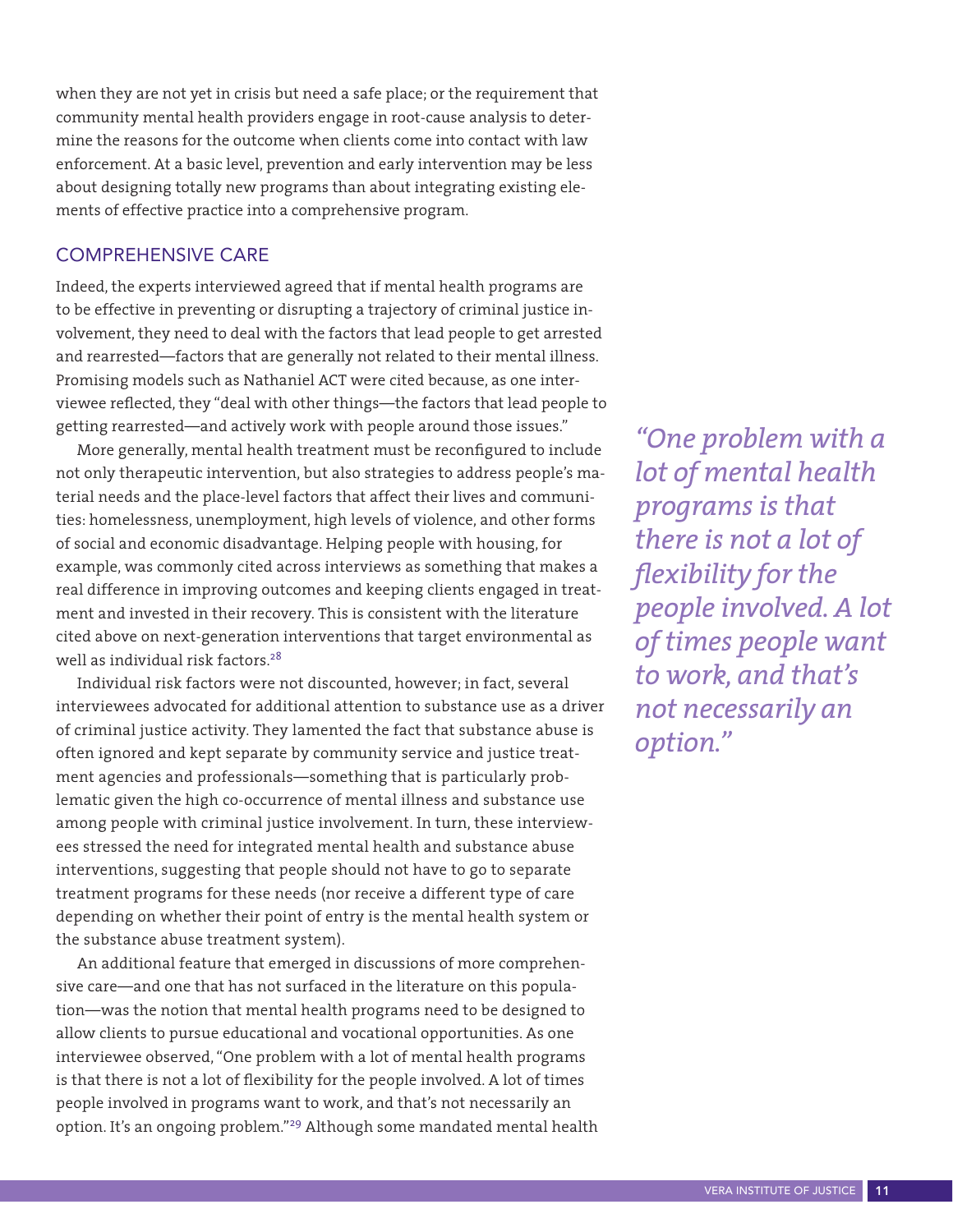when they are not yet in crisis but need a safe place; or the requirement that community mental health providers engage in root-cause analysis to determine the reasons for the outcome when clients come into contact with law enforcement. At a basic level, prevention and early intervention may be less about designing totally new programs than about integrating existing elements of effective practice into a comprehensive program.

## COMPREHENSIVE CARE

Indeed, the experts interviewed agreed that if mental health programs are to be effective in preventing or disrupting a trajectory of criminal justice involvement, they need to deal with the factors that lead people to get arrested and rearrested—factors that are generally not related to their mental illness. Promising models such as Nathaniel ACT were cited because, as one interviewee reflected, they "deal with other things—the factors that lead people to getting rearrested—and actively work with people around those issues."

More generally, mental health treatment must be reconfigured to include not only therapeutic intervention, but also strategies to address people's material needs and the place-level factors that affect their lives and communities: homelessness, unemployment, high levels of violence, and other forms of social and economic disadvantage. Helping people with housing, for example, was commonly cited across interviews as something that makes a real difference in improving outcomes and keeping clients engaged in treatment and invested in their recovery. This is consistent with the literature cited above on next-generation interventions that target environmental as well as individual risk factors.[28]

Individual risk factors were not discounted, however; in fact, several interviewees advocated for additional attention to substance use as a driver of criminal justice activity. They lamented the fact that substance abuse is often ignored and kept separate by community service and justice treatment agencies and professionals—something that is particularly problematic given the high co-occurrence of mental illness and substance use among people with criminal justice involvement. In turn, these interviewees stressed the need for integrated mental health and substance abuse interventions, suggesting that people should not have to go to separate treatment programs for these needs (nor receive a different type of care depending on whether their point of entry is the mental health system or the substance abuse treatment system).

An additional feature that emerged in discussions of more comprehensive care—and one that has not surfaced in the literature on this population—was the notion that mental health programs need to be designed to allow clients to pursue educational and vocational opportunities. As one interviewee observed, "One problem with a lot of mental health programs is that there is not a lot of flexibility for the people involved. A lot of times people involved in programs want to work, and that's not necessarily an option. It's an ongoing problem."[29] Although some mandated mental health

*"One problem with a lot of mental health programs is that there is not a lot of flexibility for the people involved. A lot of times people want to work, and that's not necessarily an option."*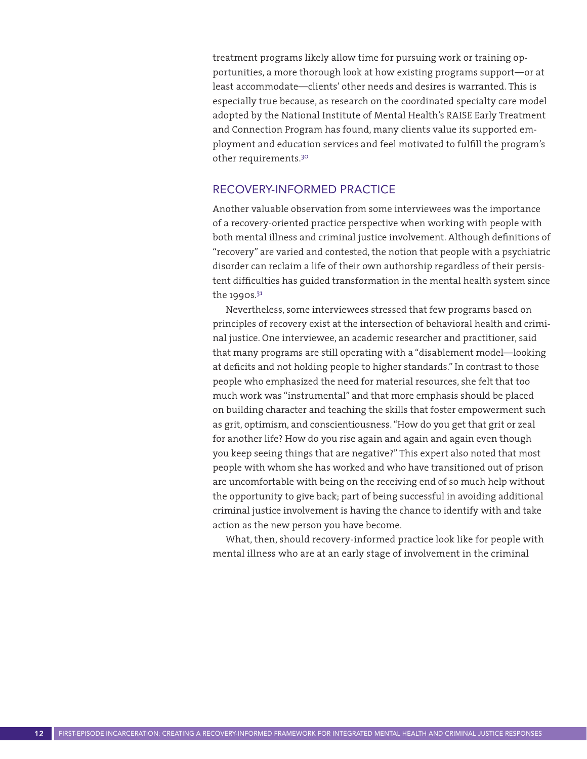treatment programs likely allow time for pursuing work or training opportunities, a more thorough look at how existing programs support—or at least accommodate—clients' other needs and desires is warranted. This is especially true because, as research on the coordinated specialty care model adopted by the National Institute of Mental Health's RAISE Early Treatment and Connection Program has found, many clients value its supported employment and education services and feel motivated to fulfill the program's other requirements.[30]

## RECOVERY-INFORMED PRACTICE

Another valuable observation from some interviewees was the importance of a recovery-oriented practice perspective when working with people with both mental illness and criminal justice involvement. Although definitions of "recovery" are varied and contested, the notion that people with a psychiatric disorder can reclaim a life of their own authorship regardless of their persistent difficulties has guided transformation in the mental health system since the 1990s.[31]

Nevertheless, some interviewees stressed that few programs based on principles of recovery exist at the intersection of behavioral health and criminal justice. One interviewee, an academic researcher and practitioner, said that many programs are still operating with a "disablement model—looking at deficits and not holding people to higher standards." In contrast to those people who emphasized the need for material resources, she felt that too much work was "instrumental" and that more emphasis should be placed on building character and teaching the skills that foster empowerment such as grit, optimism, and conscientiousness. "How do you get that grit or zeal for another life? How do you rise again and again and again even though you keep seeing things that are negative?" This expert also noted that most people with whom she has worked and who have transitioned out of prison are uncomfortable with being on the receiving end of so much help without the opportunity to give back; part of being successful in avoiding additional criminal justice involvement is having the chance to identify with and take action as the new person you have become.

What, then, should recovery-informed practice look like for people with mental illness who are at an early stage of involvement in the criminal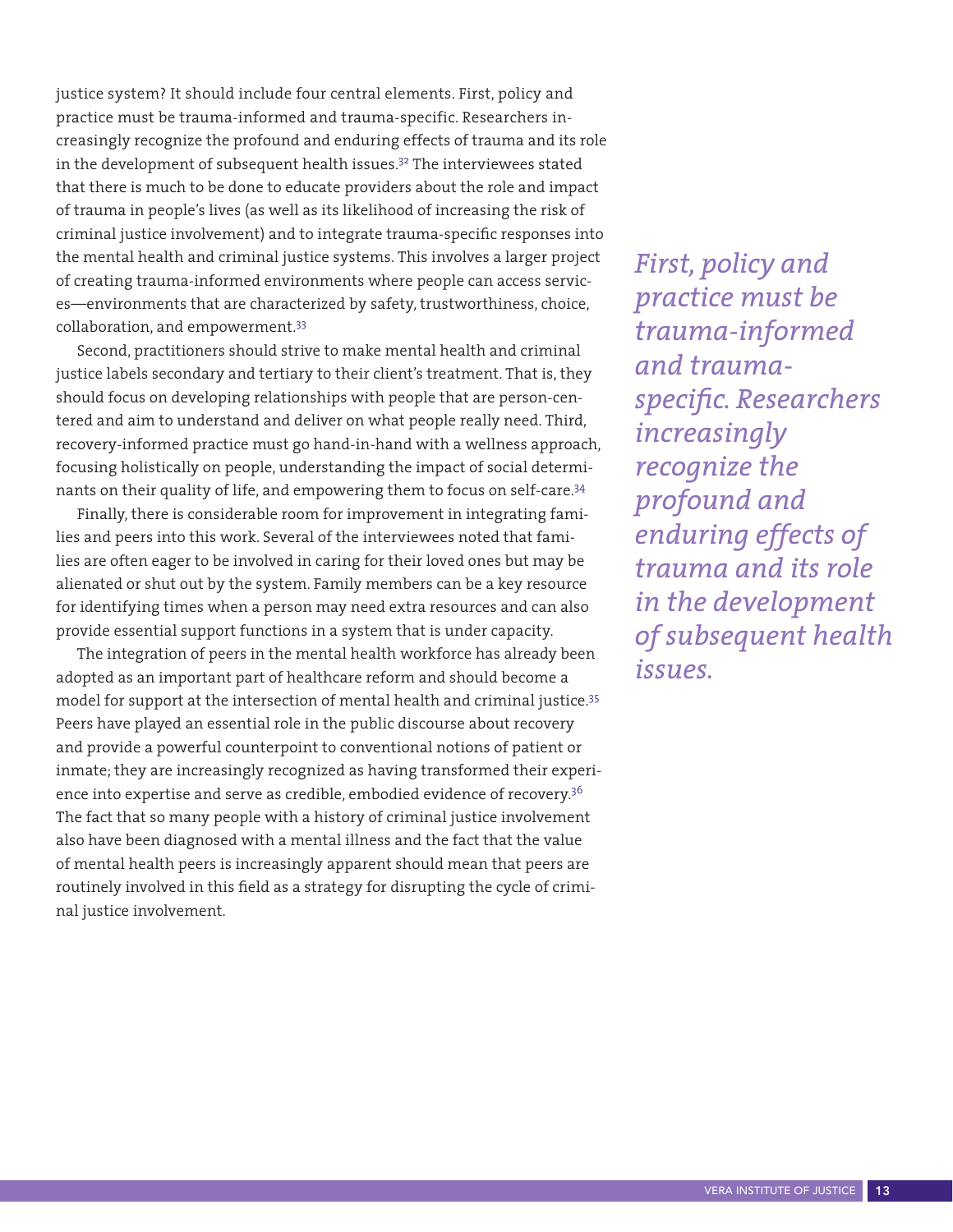justice system? It should include four central elements. First, policy and practice must be trauma-informed and trauma-specific. Researchers increasingly recognize the profound and enduring effects of trauma and its role in the development of subsequent health issues.[32] The interviewees stated that there is much to be done to educate providers about the role and impact of trauma in people's lives (as well as its likelihood of increasing the risk of criminal justice involvement) and to integrate trauma-specific responses into the mental health and criminal justice systems. This involves a larger project of creating trauma-informed environments where people can access services—environments that are characterized by safety, trustworthiness, choice, collaboration, and empowerment.[33]

*First, policy and practice must be trauma-informed and trauma-specific. Researchers increasingly recognize the profound and enduring effects of trauma and its role in the development of subsequent health issues.*

Second, practitioners should strive to make mental health and criminal justice labels secondary and tertiary to their client's treatment. That is, they should focus on developing relationships with people that are person-centered and aim to understand and deliver on what people really need. Third, recovery-informed practice must go hand-in-hand with a wellness approach, focusing holistically on people, understanding the impact of social determinants on their quality of life, and empowering them to focus on self-care.[34]

Finally, there is considerable room for improvement in integrating families and peers into this work. Several of the interviewees noted that families are often eager to be involved in caring for their loved ones but may be alienated or shut out by the system. Family members can be a key resource for identifying times when a person may need extra resources and can also provide essential support functions in a system that is under capacity.

The integration of peers in the mental health workforce has already been adopted as an important part of healthcare reform and should become a model for support at the intersection of mental health and criminal justice.[35] Peers have played an essential role in the public discourse about recovery and provide a powerful counterpoint to conventional notions of patient or inmate; they are increasingly recognized as having transformed their experience into expertise and serve as credible, embodied evidence of recovery.[36] The fact that so many people with a history of criminal justice involvement also have been diagnosed with a mental illness and the fact that the value of mental health peers is increasingly apparent should mean that peers are routinely involved in this field as a strategy for disrupting the cycle of criminal justice involvement.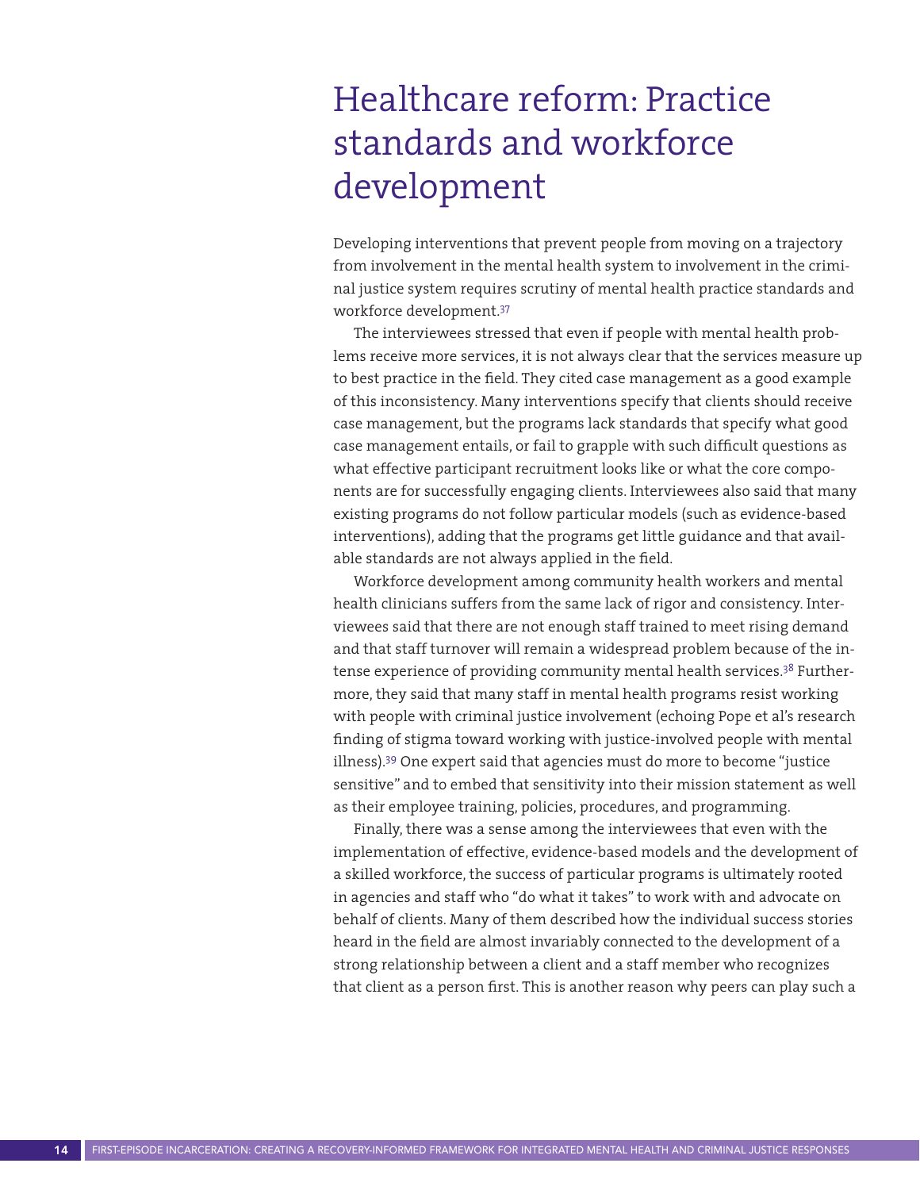# Healthcare reform: Practice standards and workforce development

Developing interventions that prevent people from moving on a trajectory from involvement in the mental health system to involvement in the criminal justice system requires scrutiny of mental health practice standards and workforce development.[37]

The interviewees stressed that even if people with mental health problems receive more services, it is not always clear that the services measure up to best practice in the field. They cited case management as a good example of this inconsistency. Many interventions specify that clients should receive case management, but the programs lack standards that specify what good case management entails, or fail to grapple with such difficult questions as what effective participant recruitment looks like or what the core components are for successfully engaging clients. Interviewees also said that many existing programs do not follow particular models (such as evidence-based interventions), adding that the programs get little guidance and that available standards are not always applied in the field.

Workforce development among community health workers and mental health clinicians suffers from the same lack of rigor and consistency. Interviewees said that there are not enough staff trained to meet rising demand and that staff turnover will remain a widespread problem because of the intense experience of providing community mental health services.[38] Furthermore, they said that many staff in mental health programs resist working with people with criminal justice involvement (echoing Pope et al's research finding of stigma toward working with justice-involved people with mental illness).[39] One expert said that agencies must do more to become "justice sensitive" and to embed that sensitivity into their mission statement as well as their employee training, policies, procedures, and programming.

Finally, there was a sense among the interviewees that even with the implementation of effective, evidence-based models and the development of a skilled workforce, the success of particular programs is ultimately rooted in agencies and staff who "do what it takes" to work with and advocate on behalf of clients. Many of them described how the individual success stories heard in the field are almost invariably connected to the development of a strong relationship between a client and a staff member who recognizes that client as a person first. This is another reason why peers can play such a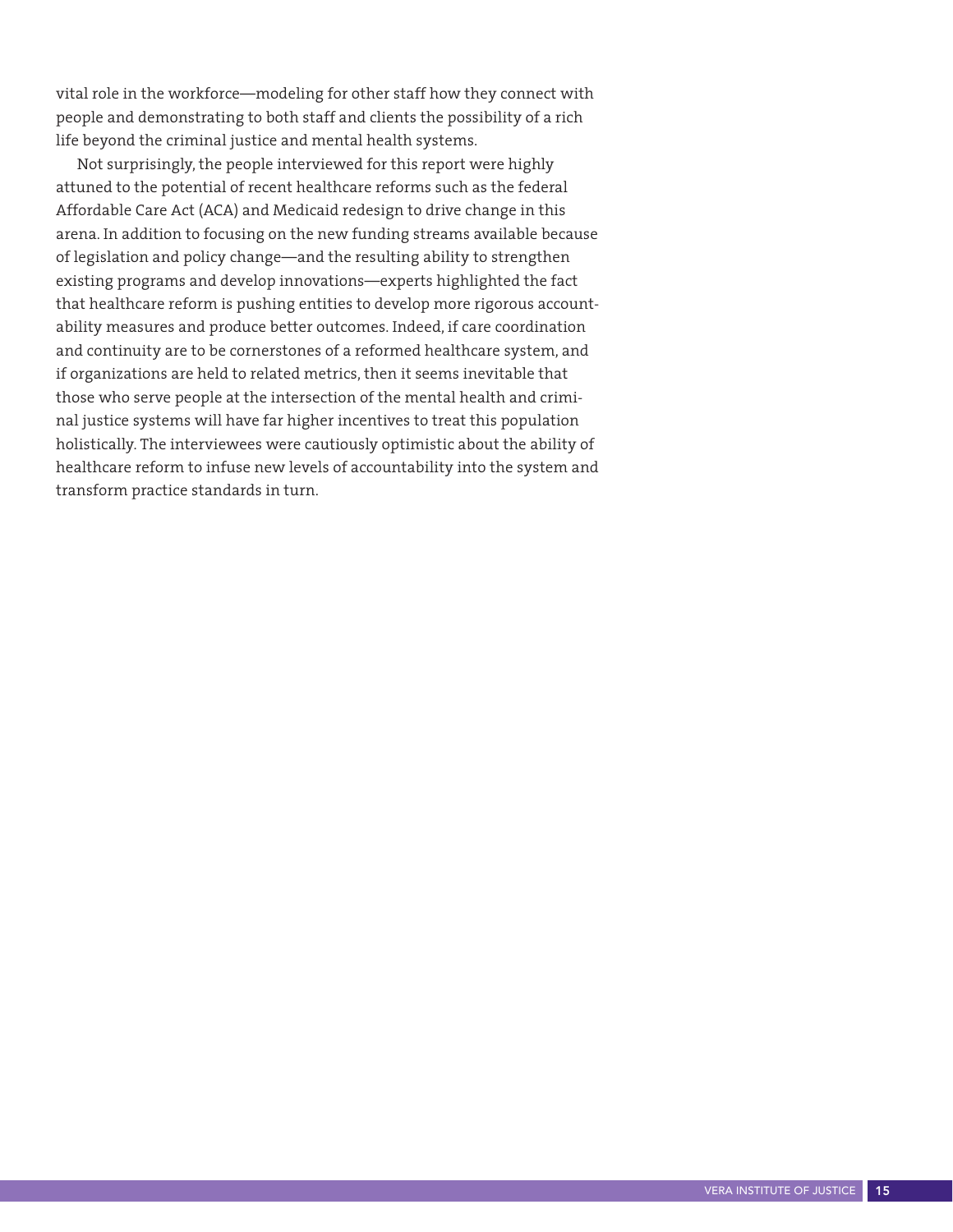vital role in the workforce—modeling for other staff how they connect with people and demonstrating to both staff and clients the possibility of a rich life beyond the criminal justice and mental health systems.

Not surprisingly, the people interviewed for this report were highly attuned to the potential of recent healthcare reforms such as the federal Affordable Care Act (ACA) and Medicaid redesign to drive change in this arena. In addition to focusing on the new funding streams available because of legislation and policy change—and the resulting ability to strengthen existing programs and develop innovations—experts highlighted the fact that healthcare reform is pushing entities to develop more rigorous accountability measures and produce better outcomes. Indeed, if care coordination and continuity are to be cornerstones of a reformed healthcare system, and if organizations are held to related metrics, then it seems inevitable that those who serve people at the intersection of the mental health and criminal justice systems will have far higher incentives to treat this population holistically. The interviewees were cautiously optimistic about the ability of healthcare reform to infuse new levels of accountability into the system and transform practice standards in turn.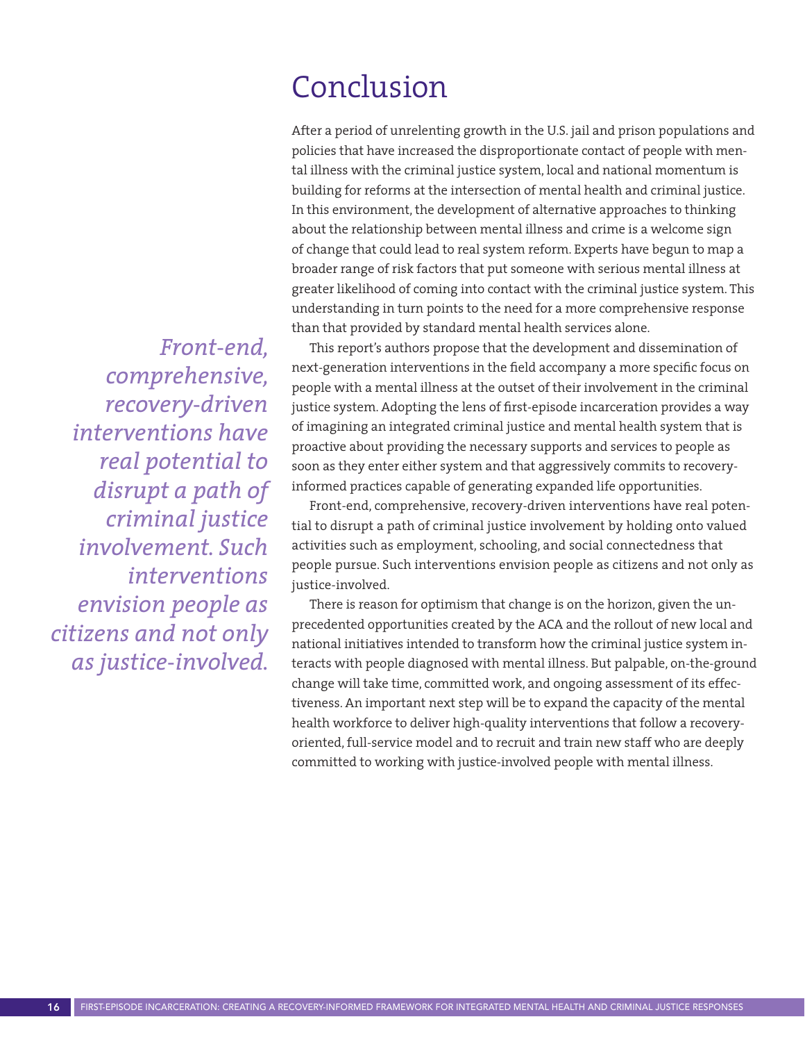# Conclusion

After a period of unrelenting growth in the U.S. jail and prison populations and policies that have increased the disproportionate contact of people with mental illness with the criminal justice system, local and national momentum is building for reforms at the intersection of mental health and criminal justice. In this environment, the development of alternative approaches to thinking about the relationship between mental illness and crime is a welcome sign of change that could lead to real system reform. Experts have begun to map a broader range of risk factors that put someone with serious mental illness at greater likelihood of coming into contact with the criminal justice system. This understanding in turn points to the need for a more comprehensive response than that provided by standard mental health services alone.

*Front-end, comprehensive, recovery-driven interventions have real potential to disrupt a path of criminal justice involvement. Such interventions envision people as citizens and not only as justice-involved.*

This report's authors propose that the development and dissemination of next-generation interventions in the field accompany a more specific focus on people with a mental illness at the outset of their involvement in the criminal justice system. Adopting the lens of first-episode incarceration provides a way of imagining an integrated criminal justice and mental health system that is proactive about providing the necessary supports and services to people as soon as they enter either system and that aggressively commits to recovery-informed practices capable of generating expanded life opportunities.

Front-end, comprehensive, recovery-driven interventions have real potential to disrupt a path of criminal justice involvement by holding onto valued activities such as employment, schooling, and social connectedness that people pursue. Such interventions envision people as citizens and not only as justice-involved.

There is reason for optimism that change is on the horizon, given the unprecedented opportunities created by the ACA and the rollout of new local and national initiatives intended to transform how the criminal justice system interacts with people diagnosed with mental illness. But palpable, on-the-ground change will take time, committed work, and ongoing assessment of its effectiveness. An important next step will be to expand the capacity of the mental health workforce to deliver high-quality interventions that follow a recovery-oriented, full-service model and to recruit and train new staff who are deeply committed to working with justice-involved people with mental illness.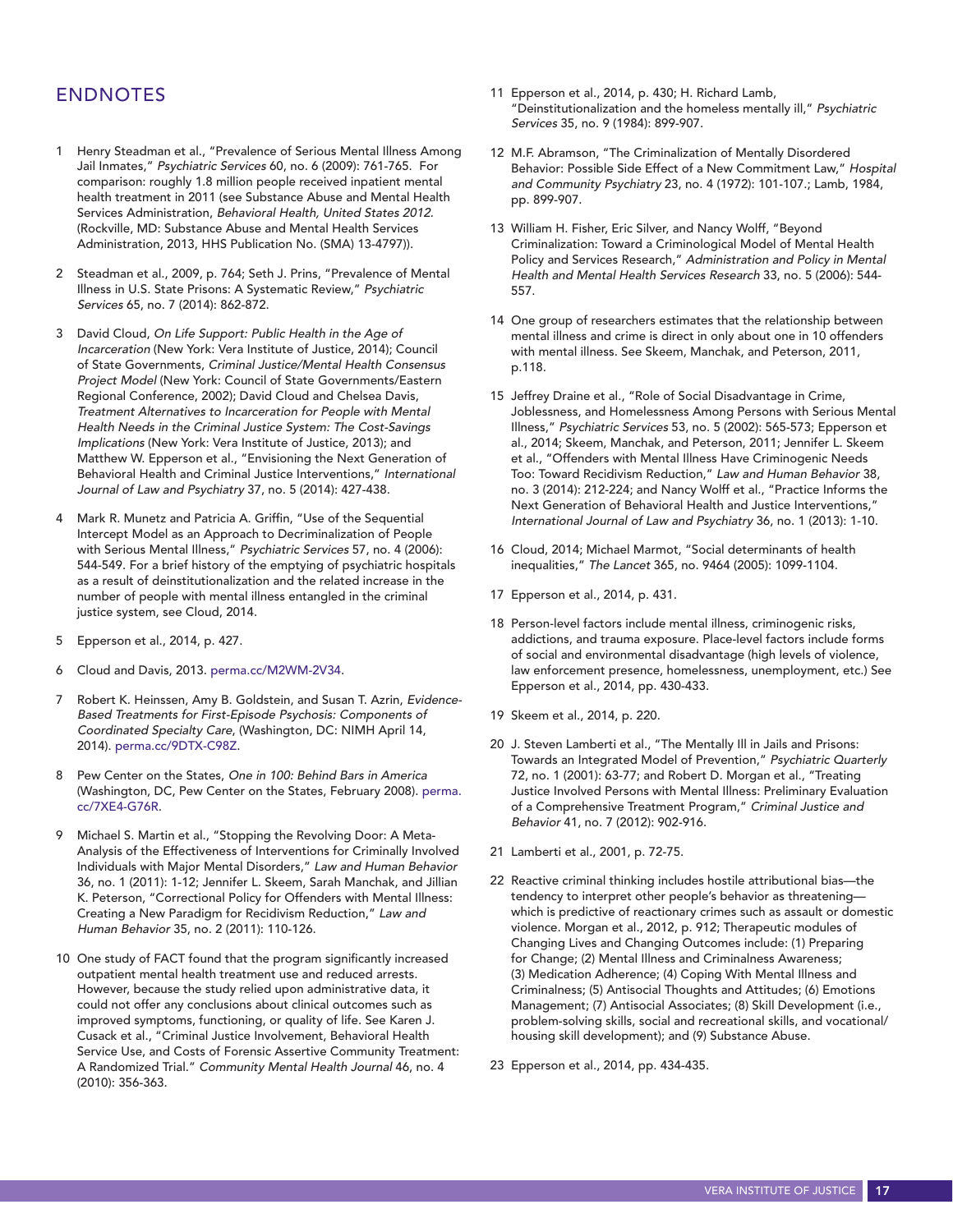## ENDNOTES

1 Henry Steadman et al., "Prevalence of Serious Mental Illness Among Jail Inmates," *Psychiatric Services* 60, no. 6 (2009): 761-765. For comparison: roughly 1.8 million people received inpatient mental health treatment in 2011 (see Substance Abuse and Mental Health Services Administration, *Behavioral Health, United States 2012.* (Rockville, MD: Substance Abuse and Mental Health Services Administration, 2013, HHS Publication No. (SMA) 13-4797)).

2 Steadman et al., 2009, p. 764; Seth J. Prins, "Prevalence of Mental Illness in U.S. State Prisons: A Systematic Review," *Psychiatric Services* 65, no. 7 (2014): 862-872.

3 David Cloud, *On Life Support: Public Health in the Age of Incarceration* (New York: Vera Institute of Justice, 2014); Council of State Governments, *Criminal Justice/Mental Health Consensus Project Model* (New York: Council of State Governments/Eastern Regional Conference, 2002); David Cloud and Chelsea Davis, *Treatment Alternatives to Incarceration for People with Mental Health Needs in the Criminal Justice System: The Cost-Savings Implications* (New York: Vera Institute of Justice, 2013); and Matthew W. Epperson et al., "Envisioning the Next Generation of Behavioral Health and Criminal Justice Interventions," *International Journal of Law and Psychiatry* 37, no. 5 (2014): 427-438.

4 Mark R. Munetz and Patricia A. Griffin, "Use of the Sequential Intercept Model as an Approach to Decriminalization of People with Serious Mental Illness," *Psychiatric Services* 57, no. 4 (2006): 544-549. For a brief history of the emptying of psychiatric hospitals as a result of deinstitutionalization and the related increase in the number of people with mental illness entangled in the criminal justice system, see Cloud, 2014.

5 Epperson et al., 2014, p. 427.

6 Cloud and Davis, 2013. perma.cc/M2WM-2V34.

7 Robert K. Heinssen, Amy B. Goldstein, and Susan T. Azrin, *Evidence-Based Treatments for First-Episode Psychosis: Components of Coordinated Specialty Care*, (Washington, DC: NIMH April 14, 2014). perma.cc/9DTX-C98Z.

8 Pew Center on the States, *One in 100: Behind Bars in America* (Washington, DC, Pew Center on the States, February 2008). perma.cc/7XE4-G76R.

9 Michael S. Martin et al., "Stopping the Revolving Door: A Meta-Analysis of the Effectiveness of Interventions for Criminally Involved Individuals with Major Mental Disorders," *Law and Human Behavior* 36, no. 1 (2011): 1-12; Jennifer L. Skeem, Sarah Manchak, and Jillian K. Peterson, "Correctional Policy for Offenders with Mental Illness: Creating a New Paradigm for Recidivism Reduction," *Law and Human Behavior* 35, no. 2 (2011): 110-126.

10 One study of FACT found that the program significantly increased outpatient mental health treatment use and reduced arrests. However, because the study relied upon administrative data, it could not offer any conclusions about clinical outcomes such as improved symptoms, functioning, or quality of life. See Karen J. Cusack et al., "Criminal Justice Involvement, Behavioral Health Service Use, and Costs of Forensic Assertive Community Treatment: A Randomized Trial." *Community Mental Health Journal* 46, no. 4 (2010): 356-363.

11 Epperson et al., 2014, p. 430; H. Richard Lamb, "Deinstitutionalization and the homeless mentally ill," *Psychiatric Services* 35, no. 9 (1984): 899-907.

12 M.F. Abramson, "The Criminalization of Mentally Disordered Behavior: Possible Side Effect of a New Commitment Law," *Hospital and Community Psychiatry* 23, no. 4 (1972): 101-107.; Lamb, 1984, pp. 899-907.

13 William H. Fisher, Eric Silver, and Nancy Wolff, "Beyond Criminalization: Toward a Criminological Model of Mental Health Policy and Services Research," *Administration and Policy in Mental Health and Mental Health Services Research* 33, no. 5 (2006): 544-557.

14 One group of researchers estimates that the relationship between mental illness and crime is direct in only about one in 10 offenders with mental illness. See Skeem, Manchak, and Peterson, 2011, p.118.

15 Jeffrey Draine et al., "Role of Social Disadvantage in Crime, Joblessness, and Homelessness Among Persons with Serious Mental Illness," *Psychiatric Services* 53, no. 5 (2002): 565-573; Epperson et al., 2014; Skeem, Manchak, and Peterson, 2011; Jennifer L. Skeem et al., "Offenders with Mental Illness Have Criminogenic Needs Too: Toward Recidivism Reduction," *Law and Human Behavior* 38, no. 3 (2014): 212-224; and Nancy Wolff et al., "Practice Informs the Next Generation of Behavioral Health and Justice Interventions," *International Journal of Law and Psychiatry* 36, no. 1 (2013): 1-10.

16 Cloud, 2014; Michael Marmot, "Social determinants of health inequalities," *The Lancet* 365, no. 9464 (2005): 1099-1104.

17 Epperson et al., 2014, p. 431.

18 Person-level factors include mental illness, criminogenic risks, addictions, and trauma exposure. Place-level factors include forms of social and environmental disadvantage (high levels of violence, law enforcement presence, homelessness, unemployment, etc.) See Epperson et al., 2014, pp. 430-433.

19 Skeem et al., 2014, p. 220.

20 J. Steven Lamberti et al., "The Mentally Ill in Jails and Prisons: Towards an Integrated Model of Prevention," *Psychiatric Quarterly* 72, no. 1 (2001): 63-77; and Robert D. Morgan et al., "Treating Justice Involved Persons with Mental Illness: Preliminary Evaluation of a Comprehensive Treatment Program," *Criminal Justice and Behavior* 41, no. 7 (2012): 902-916.

21 Lamberti et al., 2001, p. 72-75.

22 Reactive criminal thinking includes hostile attributional bias—the tendency to interpret other people's behavior as threatening—which is predictive of reactionary crimes such as assault or domestic violence. Morgan et al., 2012, p. 912; Therapeutic modules of Changing Lives and Changing Outcomes include: (1) Preparing for Change; (2) Mental Illness and Criminalness Awareness; (3) Medication Adherence; (4) Coping With Mental Illness and Criminalness; (5) Antisocial Thoughts and Attitudes; (6) Emotions Management; (7) Antisocial Associates; (8) Skill Development (i.e., problem-solving skills, social and recreational skills, and vocational/housing skill development); and (9) Substance Abuse.

23 Epperson et al., 2014, pp. 434-435.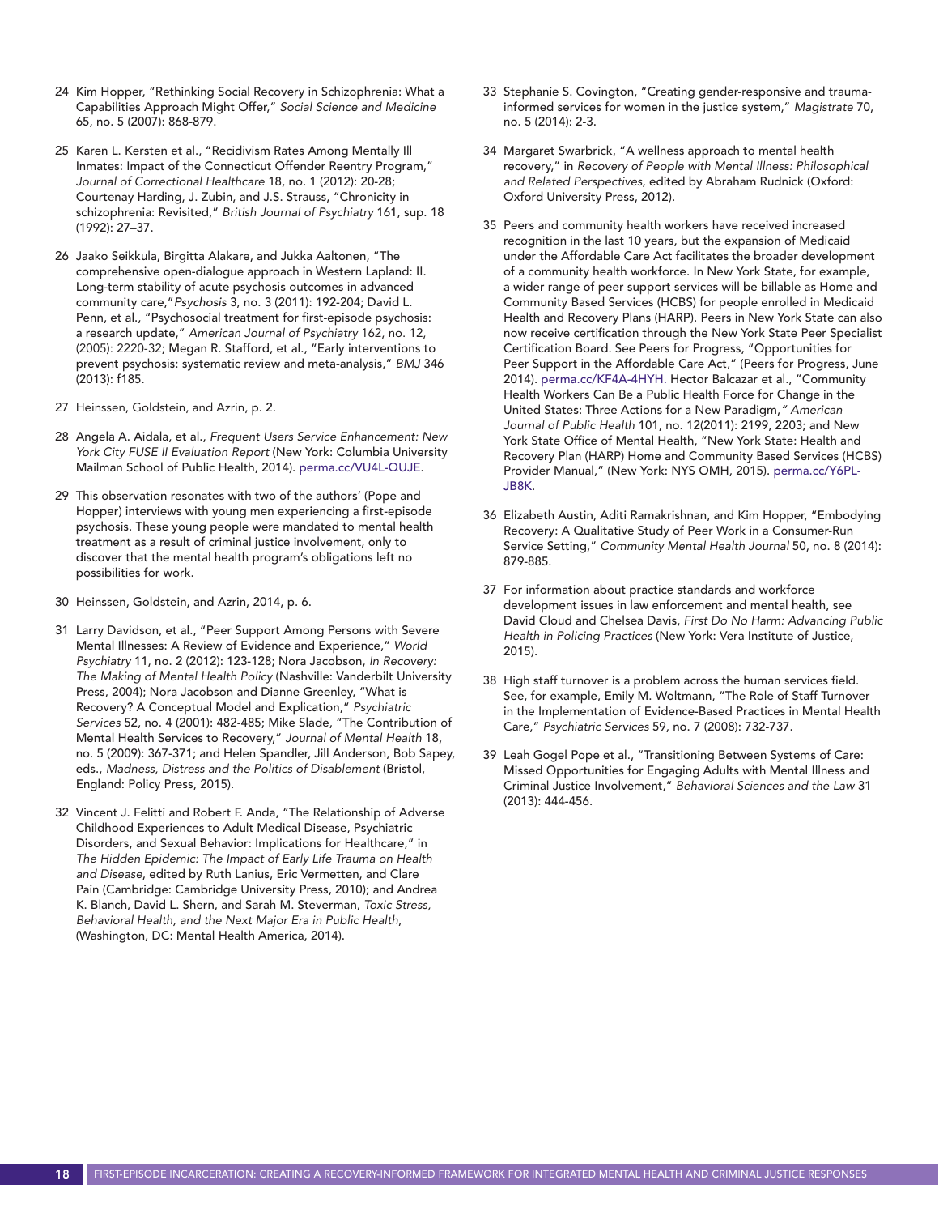24 Kim Hopper, "Rethinking Social Recovery in Schizophrenia: What a Capabilities Approach Might Offer," *Social Science and Medicine* 65, no. 5 (2007): 868-879.

25 Karen L. Kersten et al., "Recidivism Rates Among Mentally Ill Inmates: Impact of the Connecticut Offender Reentry Program," *Journal of Correctional Healthcare* 18, no. 1 (2012): 20-28; Courtenay Harding, J. Zubin, and J.S. Strauss, "Chronicity in schizophrenia: Revisited," *British Journal of Psychiatry* 161, sup. 18 (1992): 27–37.

26 Jaako Seikkula, Birgitta Alakare, and Jukka Aaltonen, "The comprehensive open-dialogue approach in Western Lapland: II. Long-term stability of acute psychosis outcomes in advanced community care," *Psychosis* 3, no. 3 (2011): 192-204; David L. Penn, et al., "Psychosocial treatment for first-episode psychosis: a research update," *American Journal of Psychiatry* 162, no. 12, (2005): 2220-32; Megan R. Stafford, et al., "Early interventions to prevent psychosis: systematic review and meta-analysis," *BMJ* 346 (2013): f185.

27 Heinssen, Goldstein, and Azrin, p. 2.

28 Angela A. Aidala, et al., *Frequent Users Service Enhancement: New York City FUSE II Evaluation Report* (New York: Columbia University Mailman School of Public Health, 2014). perma.cc/VU4L-QUJE.

29 This observation resonates with two of the authors' (Pope and Hopper) interviews with young men experiencing a first-episode psychosis. These young people were mandated to mental health treatment as a result of criminal justice involvement, only to discover that the mental health program's obligations left no possibilities for work.

30 Heinssen, Goldstein, and Azrin, 2014, p. 6.

31 Larry Davidson, et al., "Peer Support Among Persons with Severe Mental Illnesses: A Review of Evidence and Experience," *World Psychiatry* 11, no. 2 (2012): 123-128; Nora Jacobson, *In Recovery: The Making of Mental Health Policy* (Nashville: Vanderbilt University Press, 2004); Nora Jacobson and Dianne Greenley, "What is Recovery? A Conceptual Model and Explication," *Psychiatric Services* 52, no. 4 (2001): 482-485; Mike Slade, "The Contribution of Mental Health Services to Recovery," *Journal of Mental Health* 18, no. 5 (2009): 367-371; and Helen Spandler, Jill Anderson, Bob Sapey, eds., *Madness, Distress and the Politics of Disablement* (Bristol, England: Policy Press, 2015).

32 Vincent J. Felitti and Robert F. Anda, "The Relationship of Adverse Childhood Experiences to Adult Medical Disease, Psychiatric Disorders, and Sexual Behavior: Implications for Healthcare," in *The Hidden Epidemic: The Impact of Early Life Trauma on Health and Disease*, edited by Ruth Lanius, Eric Vermetten, and Clare Pain (Cambridge: Cambridge University Press, 2010); and Andrea K. Blanch, David L. Shern, and Sarah M. Steverman, *Toxic Stress, Behavioral Health, and the Next Major Era in Public Health*, (Washington, DC: Mental Health America, 2014).

33 Stephanie S. Covington, "Creating gender-responsive and trauma-informed services for women in the justice system," *Magistrate* 70, no. 5 (2014): 2-3.

34 Margaret Swarbrick, "A wellness approach to mental health recovery," in *Recovery of People with Mental Illness: Philosophical and Related Perspectives*, edited by Abraham Rudnick (Oxford: Oxford University Press, 2012).

35 Peers and community health workers have received increased recognition in the last 10 years, but the expansion of Medicaid under the Affordable Care Act facilitates the broader development of a community health workforce. In New York State, for example, a wider range of peer support services will be billable as Home and Community Based Services (HCBS) for people enrolled in Medicaid Health and Recovery Plans (HARP). Peers in New York State can also now receive certification through the New York State Peer Specialist Certification Board. See Peers for Progress, "Opportunities for Peer Support in the Affordable Care Act," (Peers for Progress, June 2014). perma.cc/KF4A-4HYH. Hector Balcazar et al., "Community Health Workers Can Be a Public Health Force for Change in the United States: Three Actions for a New Paradigm," *American Journal of Public Health* 101, no. 12(2011): 2199, 2203; and New York State Office of Mental Health, "New York State: Health and Recovery Plan (HARP) Home and Community Based Services (HCBS) Provider Manual," (New York: NYS OMH, 2015). perma.cc/Y6PL-JB8K.

36 Elizabeth Austin, Aditi Ramakrishnan, and Kim Hopper, "Embodying Recovery: A Qualitative Study of Peer Work in a Consumer-Run Service Setting," *Community Mental Health Journal* 50, no. 8 (2014): 879-885.

37 For information about practice standards and workforce development issues in law enforcement and mental health, see David Cloud and Chelsea Davis, *First Do No Harm: Advancing Public Health in Policing Practices* (New York: Vera Institute of Justice, 2015).

38 High staff turnover is a problem across the human services field. See, for example, Emily M. Woltmann, "The Role of Staff Turnover in the Implementation of Evidence-Based Practices in Mental Health Care," *Psychiatric Services* 59, no. 7 (2008): 732-737.

39 Leah Gogel Pope et al., "Transitioning Between Systems of Care: Missed Opportunities for Engaging Adults with Mental Illness and Criminal Justice Involvement," *Behavioral Sciences and the Law* 31 (2013): 444-456.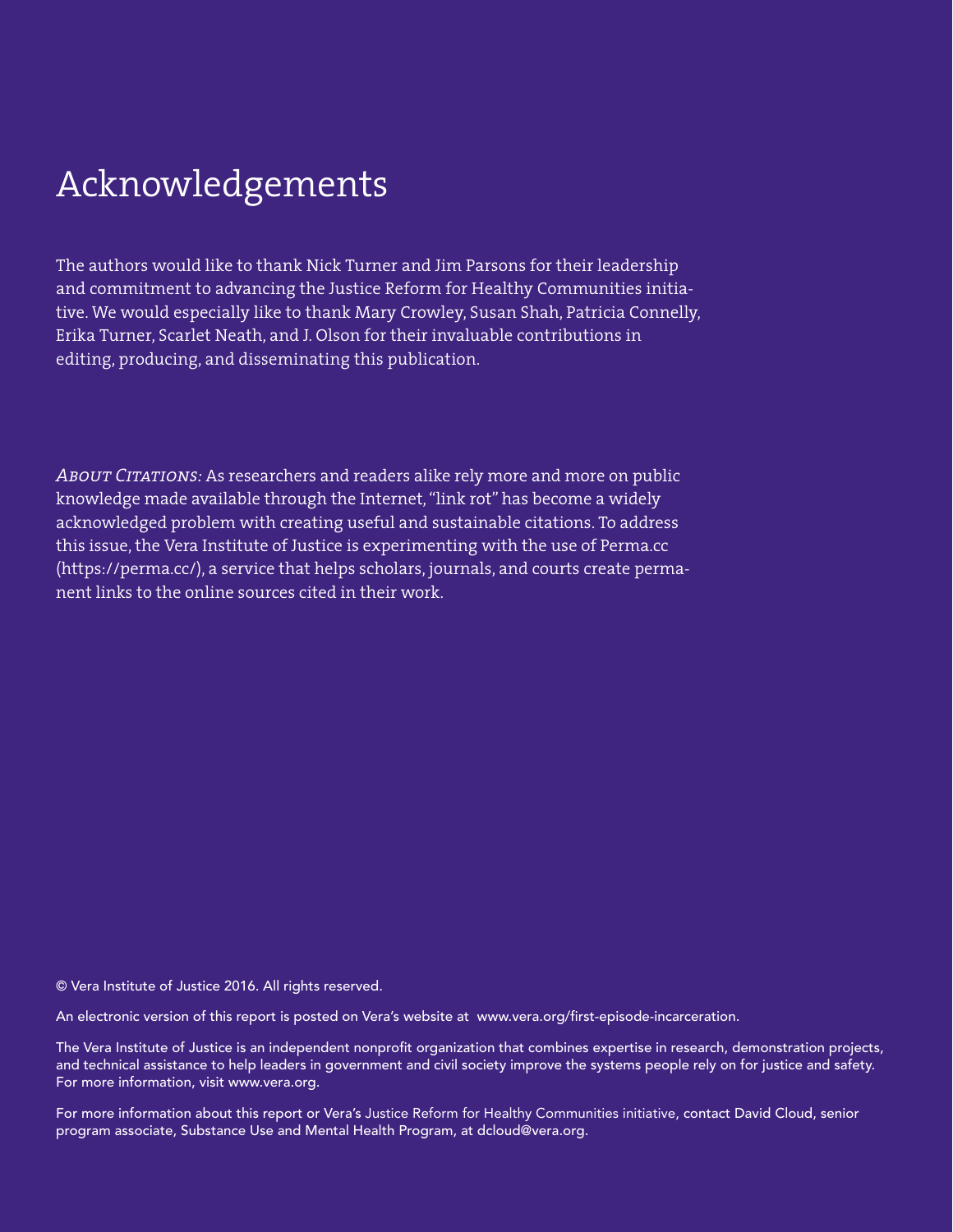# Acknowledgements

The authors would like to thank Nick Turner and Jim Parsons for their leadership and commitment to advancing the Justice Reform for Healthy Communities initiative. We would especially like to thank Mary Crowley, Susan Shah, Patricia Connelly, Erika Turner, Scarlet Neath, and J. Olson for their invaluable contributions in editing, producing, and disseminating this publication.

*About Citations:* As researchers and readers alike rely more and more on public knowledge made available through the Internet, "link rot" has become a widely acknowledged problem with creating useful and sustainable citations. To address this issue, the Vera Institute of Justice is experimenting with the use of Perma.cc (https://perma.cc/), a service that helps scholars, journals, and courts create permanent links to the online sources cited in their work.

© Vera Institute of Justice 2016. All rights reserved.

An electronic version of this report is posted on Vera's website at www.vera.org/first-episode-incarceration.

The Vera Institute of Justice is an independent nonprofit organization that combines expertise in research, demonstration projects, and technical assistance to help leaders in government and civil society improve the systems people rely on for justice and safety. For more information, visit www.vera.org.

For more information about this report or Vera's Justice Reform for Healthy Communities initiative, contact David Cloud, senior program associate, Substance Use and Mental Health Program, at dcloud@vera.org.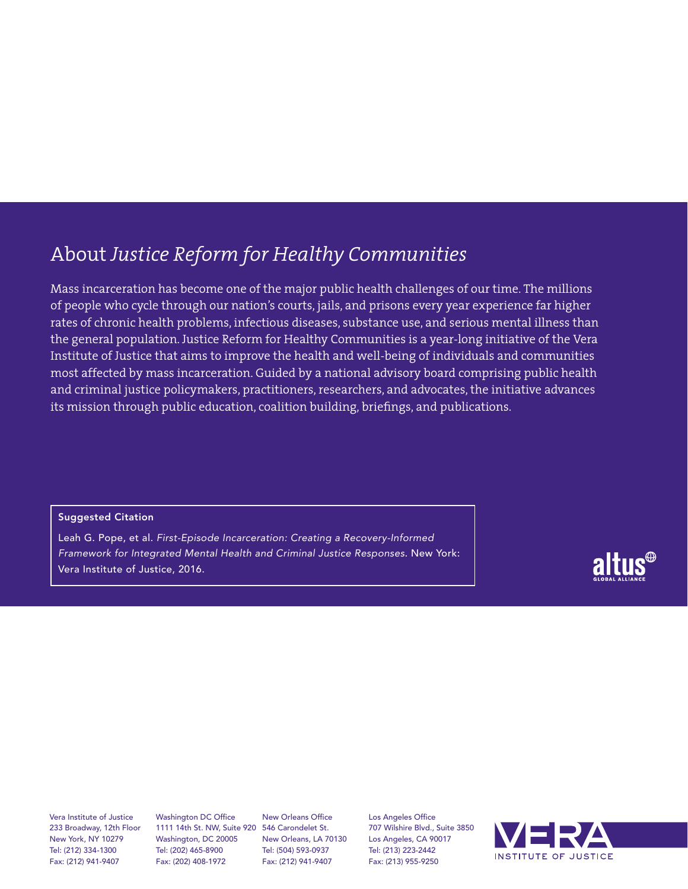## About *Justice Reform for Healthy Communities*

Mass incarceration has become one of the major public health challenges of our time. The millions of people who cycle through our nation's courts, jails, and prisons every year experience far higher rates of chronic health problems, infectious diseases, substance use, and serious mental illness than the general population. Justice Reform for Healthy Communities is a year-long initiative of the Vera Institute of Justice that aims to improve the health and well-being of individuals and communities most affected by mass incarceration. Guided by a national advisory board comprising public health and criminal justice policymakers, practitioners, researchers, and advocates, the initiative advances its mission through public education, coalition building, briefings, and publications.

**Suggested Citation**

Leah G. Pope, et al. *First-Episode Incarceration: Creating a Recovery-Informed Framework for Integrated Mental Health and Criminal Justice Responses.* New York: Vera Institute of Justice, 2016.

altus GLOBAL ALLIANCE

Vera Institute of Justice
233 Broadway, 12th Floor
New York, NY 10279
Tel: (212) 334-1300
Fax: (212) 941-9407

Washington DC Office
1111 14th St. NW, Suite 920
Washington, DC 20005
Tel: (202) 465-8900
Fax: (202) 408-1972

New Orleans Office
546 Carondelet St.
New Orleans, LA 70130
Tel: (504) 593-0937
Fax: (212) 941-9407

Los Angeles Office
707 Wilshire Blvd., Suite 3850
Los Angeles, CA 90017
Tel: (213) 223-2442
Fax: (213) 955-9250

VERA INSTITUTE OF JUSTICE